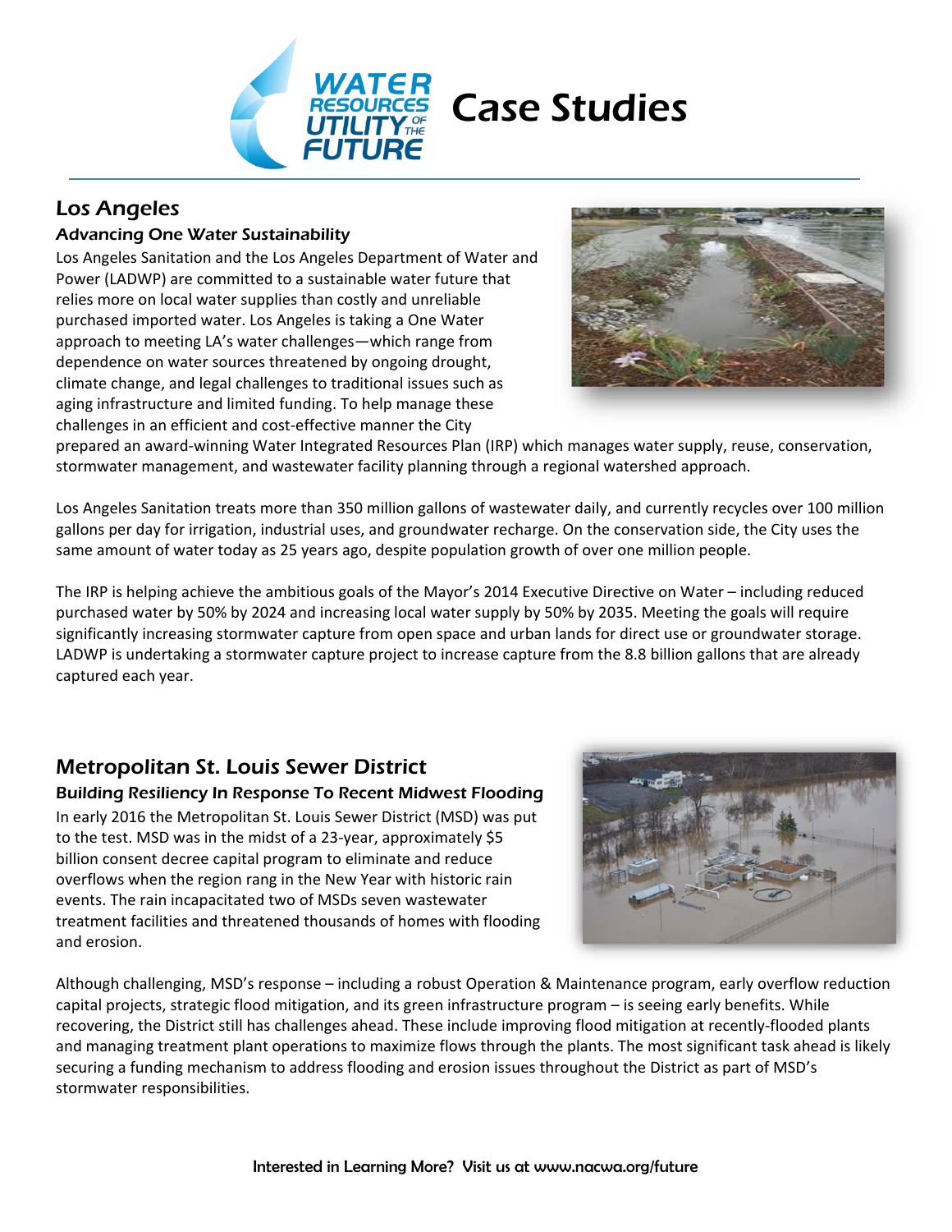# Case Studies

## Los Angeles

### Advancing One Water Sustainability

Los Angeles Sanitation and the Los Angeles Department of Water and Power (LADWP) are committed to a sustainable water future that relies more on local water supplies than costly and unreliable purchased imported water. Los Angeles is taking a One Water approach to meeting LA's water challenges—which range from dependence on water sources threatened by ongoing drought, climate change, and legal challenges to traditional issues such as aging infrastructure and limited funding. To help manage these challenges in an efficient and cost-effective manner the City prepared an award-winning Water Integrated Resources Plan (IRP) which manages water supply, reuse, conservation, stormwater management, and wastewater facility planning through a regional watershed approach.

Los Angeles Sanitation treats more than 350 million gallons of wastewater daily, and currently recycles over 100 million gallons per day for irrigation, industrial uses, and groundwater recharge. On the conservation side, the City uses the same amount of water today as 25 years ago, despite population growth of over one million people.

The IRP is helping achieve the ambitious goals of the Mayor's 2014 Executive Directive on Water – including reduced purchased water by 50% by 2024 and increasing local water supply by 50% by 2035. Meeting the goals will require significantly increasing stormwater capture from open space and urban lands for direct use or groundwater storage. LADWP is undertaking a stormwater capture project to increase capture from the 8.8 billion gallons that are already captured each year.

## Metropolitan St. Louis Sewer District

### Building Resiliency In Response To Recent Midwest Flooding

In early 2016 the Metropolitan St. Louis Sewer District (MSD) was put to the test. MSD was in the midst of a 23-year, approximately $5 billion consent decree capital program to eliminate and reduce overflows when the region rang in the New Year with historic rain events. The rain incapacitated two of MSDs seven wastewater treatment facilities and threatened thousands of homes with flooding and erosion.

Although challenging, MSD's response – including a robust Operation & Maintenance program, early overflow reduction capital projects, strategic flood mitigation, and its green infrastructure program – is seeing early benefits. While recovering, the District still has challenges ahead. These include improving flood mitigation at recently-flooded plants and managing treatment plant operations to maximize flows through the plants. The most significant task ahead is likely securing a funding mechanism to address flooding and erosion issues throughout the District as part of MSD's stormwater responsibilities.

Interested in Learning More? Visit us at www.nacwa.org/future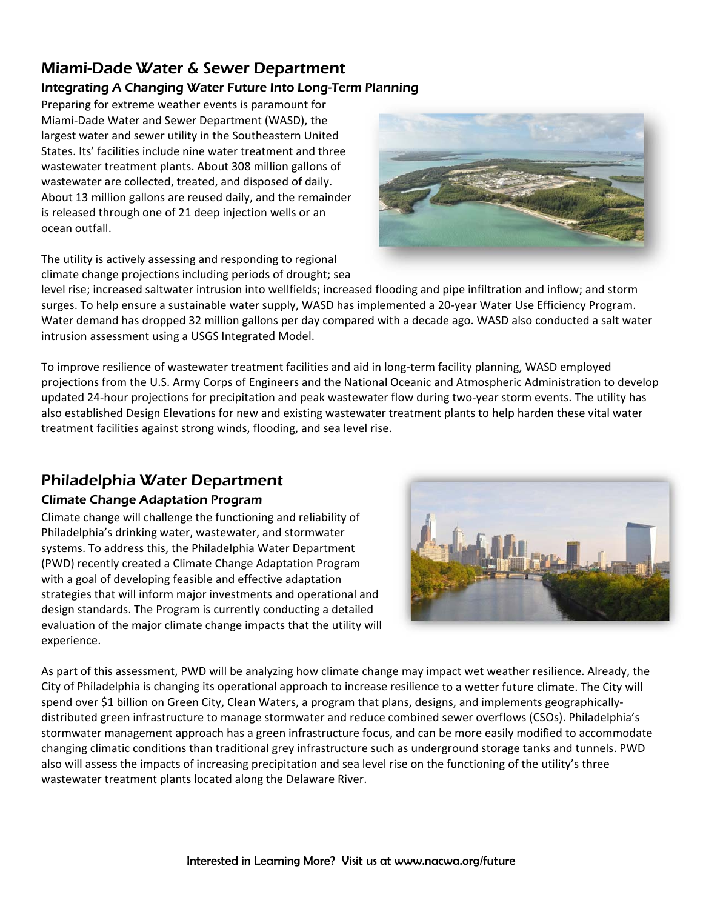## Miami-Dade Water & Sewer Department

### Integrating A Changing Water Future Into Long-Term Planning

Preparing for extreme weather events is paramount for Miami-Dade Water and Sewer Department (WASD), the largest water and sewer utility in the Southeastern United States. Its' facilities include nine water treatment and three wastewater treatment plants. About 308 million gallons of wastewater are collected, treated, and disposed of daily. About 13 million gallons are reused daily, and the remainder is released through one of 21 deep injection wells or an ocean outfall.

The utility is actively assessing and responding to regional climate change projections including periods of drought; sea level rise; increased saltwater intrusion into wellfields; increased flooding and pipe infiltration and inflow; and storm surges. To help ensure a sustainable water supply, WASD has implemented a 20-year Water Use Efficiency Program. Water demand has dropped 32 million gallons per day compared with a decade ago. WASD also conducted a salt water intrusion assessment using a USGS Integrated Model.

To improve resilience of wastewater treatment facilities and aid in long-term facility planning, WASD employed projections from the U.S. Army Corps of Engineers and the National Oceanic and Atmospheric Administration to develop updated 24-hour projections for precipitation and peak wastewater flow during two-year storm events. The utility has also established Design Elevations for new and existing wastewater treatment plants to help harden these vital water treatment facilities against strong winds, flooding, and sea level rise.

## Philadelphia Water Department

### Climate Change Adaptation Program

Climate change will challenge the functioning and reliability of Philadelphia's drinking water, wastewater, and stormwater systems. To address this, the Philadelphia Water Department (PWD) recently created a Climate Change Adaptation Program with a goal of developing feasible and effective adaptation strategies that will inform major investments and operational and design standards. The Program is currently conducting a detailed evaluation of the major climate change impacts that the utility will experience.

As part of this assessment, PWD will be analyzing how climate change may impact wet weather resilience. Already, the City of Philadelphia is changing its operational approach to increase resilience to a wetter future climate. The City will spend over $1 billion on Green City, Clean Waters, a program that plans, designs, and implements geographically-distributed green infrastructure to manage stormwater and reduce combined sewer overflows (CSOs). Philadelphia's stormwater management approach has a green infrastructure focus, and can be more easily modified to accommodate changing climatic conditions than traditional grey infrastructure such as underground storage tanks and tunnels. PWD also will assess the impacts of increasing precipitation and sea level rise on the functioning of the utility's three wastewater treatment plants located along the Delaware River.

Interested in Learning More? Visit us at www.nacwa.org/future